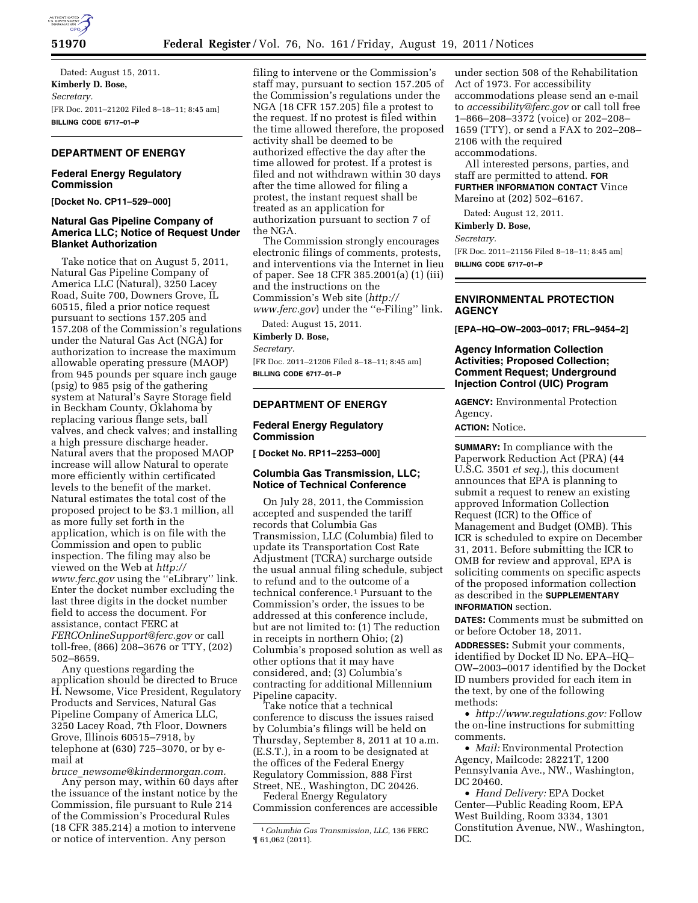Dated: August 15, 2011.

**Kimberly D. Bose,**

*Secretary.*

[FR Doc. 2011–21202 Filed 8–18–11; 8:45 am]

**BILLING CODE 6717–01–P**

## DEPARTMENT OF ENERGY

### Federal Energy Regulatory Commission

**[Docket No. CP11–529–000]**

### Natural Gas Pipeline Company of America LLC; Notice of Request Under Blanket Authorization

Take notice that on August 5, 2011, Natural Gas Pipeline Company of America LLC (Natural), 3250 Lacey Road, Suite 700, Downers Grove, IL 60515, filed a prior notice request pursuant to sections 157.205 and 157.208 of the Commission's regulations under the Natural Gas Act (NGA) for authorization to increase the maximum allowable operating pressure (MAOP) from 945 pounds per square inch gauge (psig) to 985 psig of the gathering system at Natural's Sayre Storage field in Beckham County, Oklahoma by replacing various flange sets, ball valves, and check valves; and installing a high pressure discharge header. Natural avers that the proposed MAOP increase will allow Natural to operate more efficiently within certificated levels to the benefit of the market. Natural estimates the total cost of the proposed project to be $3.1 million, all as more fully set forth in the application, which is on file with the Commission and open to public inspection. The filing may also be viewed on the Web at *http://www.ferc.gov* using the ''eLibrary'' link. Enter the docket number excluding the last three digits in the docket number field to access the document. For assistance, contact FERC at *FERCOnlineSupport@ferc.gov* or call toll-free, (866) 208–3676 or TTY, (202) 502–8659.

Any questions regarding the application should be directed to Bruce H. Newsome, Vice President, Regulatory Products and Services, Natural Gas Pipeline Company of America LLC, 3250 Lacey Road, 7th Floor, Downers Grove, Illinois 60515–7918, by telephone at (630) 725–3070, or by e-mail at *bruce_newsome@kindermorgan.com.*

Any person may, within 60 days after the issuance of the instant notice by the Commission, file pursuant to Rule 214 of the Commission's Procedural Rules (18 CFR 385.214) a motion to intervene or notice of intervention. Any person filing to intervene or the Commission's staff may, pursuant to section 157.205 of the Commission's regulations under the NGA (18 CFR 157.205) file a protest to the request. If no protest is filed within the time allowed therefore, the proposed activity shall be deemed to be authorized effective the day after the time allowed for protest. If a protest is filed and not withdrawn within 30 days after the time allowed for filing a protest, the instant request shall be treated as an application for authorization pursuant to section 7 of the NGA.

The Commission strongly encourages electronic filings of comments, protests, and interventions via the Internet in lieu of paper. See 18 CFR 385.2001(a) (1) (iii) and the instructions on the Commission's Web site (*http://www.ferc.gov*) under the ''e-Filing'' link.

Dated: August 15, 2011.

**Kimberly D. Bose,**

*Secretary.*

[FR Doc. 2011–21206 Filed 8–18–11; 8:45 am]

**BILLING CODE 6717–01–P**

## DEPARTMENT OF ENERGY

### Federal Energy Regulatory Commission

**[ Docket No. RP11–2253–000]**

### Columbia Gas Transmission, LLC; Notice of Technical Conference

On July 28, 2011, the Commission accepted and suspended the tariff records that Columbia Gas Transmission, LLC (Columbia) filed to update its Transportation Cost Rate Adjustment (TCRA) surcharge outside the usual annual filing schedule, subject to refund and to the outcome of a technical conference.[1] Pursuant to the Commission's order, the issues to be addressed at this conference include, but are not limited to: (1) The reduction in receipts in northern Ohio; (2) Columbia's proposed solution as well as other options that it may have considered, and; (3) Columbia's contracting for additional Millennium Pipeline capacity.

Take notice that a technical conference to discuss the issues raised by Columbia's filings will be held on Thursday, September 8, 2011 at 10 a.m. (E.S.T.), in a room to be designated at the offices of the Federal Energy Regulatory Commission, 888 First Street, NE., Washington, DC 20426.

Federal Energy Regulatory Commission conferences are accessible under section 508 of the Rehabilitation Act of 1973. For accessibility accommodations please send an e-mail to *accessibility@ferc.gov* or call toll free 1–866–208–3372 (voice) or 202–208–1659 (TTY), or send a FAX to 202–208–2106 with the required accommodations.

All interested persons, parties, and staff are permitted to attend. **FOR FURTHER INFORMATION CONTACT** Vince Mareino at (202) 502–6167.

Dated: August 12, 2011.

**Kimberly D. Bose,**

*Secretary.*

[FR Doc. 2011–21156 Filed 8–18–11; 8:45 am]

**BILLING CODE 6717–01–P**

[1] *Columbia Gas Transmission, LLC,* 136 FERC ¶ 61,062 (2011).

## ENVIRONMENTAL PROTECTION AGENCY

**[EPA–HQ–OW–2003–0017; FRL–9454–2]**

### Agency Information Collection Activities; Proposed Collection; Comment Request; Underground Injection Control (UIC) Program

**AGENCY:** Environmental Protection Agency.

**ACTION:** Notice.

**SUMMARY:** In compliance with the Paperwork Reduction Act (PRA) (44 U.S.C. 3501 *et seq.*), this document announces that EPA is planning to submit a request to renew an existing approved Information Collection Request (ICR) to the Office of Management and Budget (OMB). This ICR is scheduled to expire on December 31, 2011. Before submitting the ICR to OMB for review and approval, EPA is soliciting comments on specific aspects of the proposed information collection as described in the **SUPPLEMENTARY INFORMATION** section.

**DATES:** Comments must be submitted on or before October 18, 2011.

**ADDRESSES:** Submit your comments, identified by Docket ID No. EPA–HQ–OW–2003–0017 identified by the Docket ID numbers provided for each item in the text, by one of the following methods:

- *http://www.regulations.gov:* Follow the on-line instructions for submitting comments.
- *Mail:* Environmental Protection Agency, Mailcode: 28221T, 1200 Pennsylvania Ave., NW., Washington, DC 20460.
- *Hand Delivery:* EPA Docket Center—Public Reading Room, EPA West Building, Room 3334, 1301 Constitution Avenue, NW., Washington, DC.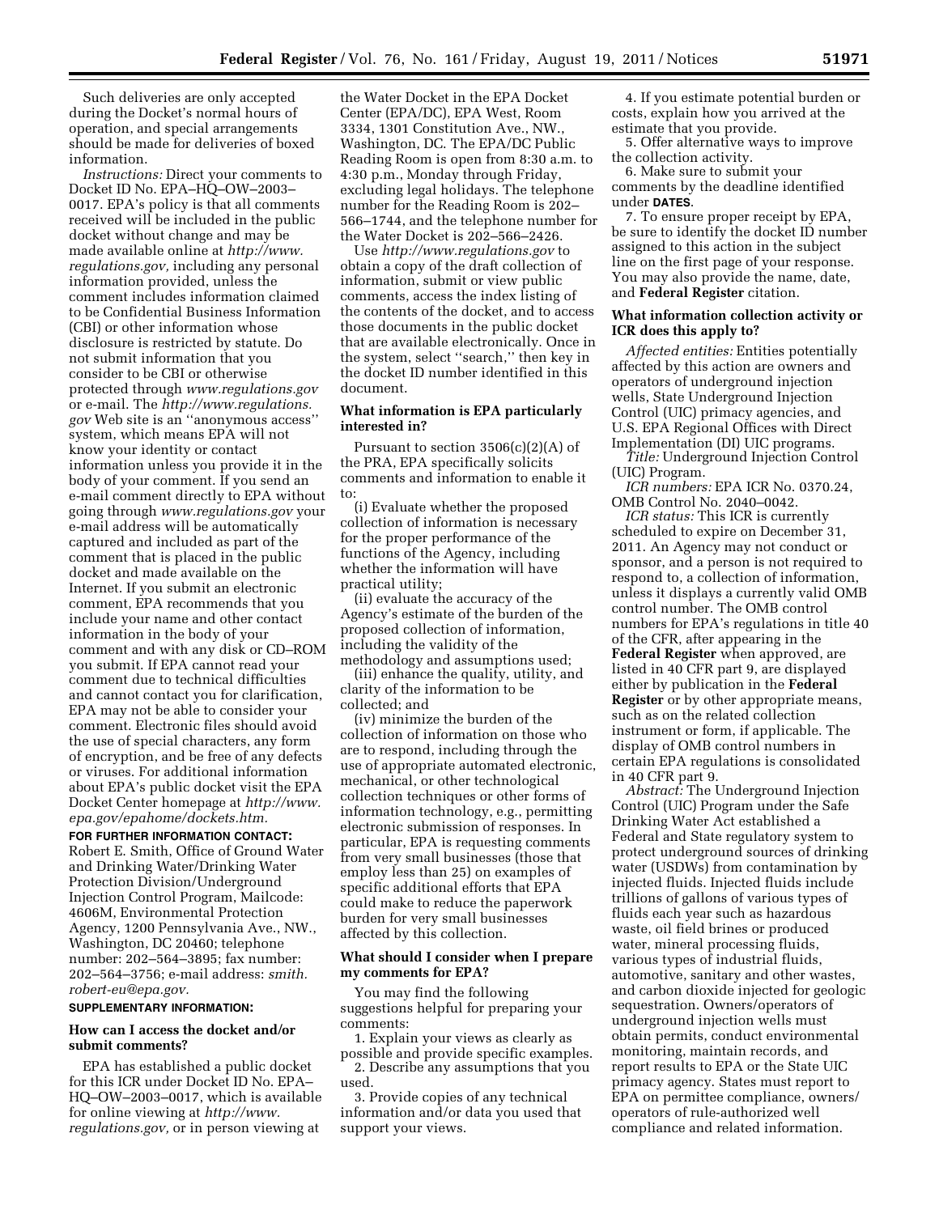Such deliveries are only accepted during the Docket's normal hours of operation, and special arrangements should be made for deliveries of boxed information.

*Instructions:* Direct your comments to Docket ID No. EPA–HQ–OW–2003–0017. EPA's policy is that all comments received will be included in the public docket without change and may be made available online at *http://www.regulations.gov,* including any personal information provided, unless the comment includes information claimed to be Confidential Business Information (CBI) or other information whose disclosure is restricted by statute. Do not submit information that you consider to be CBI or otherwise protected through *www.regulations.gov* or e-mail. The *http://www.regulations.gov* Web site is an ''anonymous access'' system, which means EPA will not know your identity or contact information unless you provide it in the body of your comment. If you send an e-mail comment directly to EPA without going through *www.regulations.gov* your e-mail address will be automatically captured and included as part of the comment that is placed in the public docket and made available on the Internet. If you submit an electronic comment, EPA recommends that you include your name and other contact information in the body of your comment and with any disk or CD–ROM you submit. If EPA cannot read your comment due to technical difficulties and cannot contact you for clarification, EPA may not be able to consider your comment. Electronic files should avoid the use of special characters, any form of encryption, and be free of any defects or viruses. For additional information about EPA's public docket visit the EPA Docket Center homepage at *http://www.epa.gov/epahome/dockets.htm.*

**FOR FURTHER INFORMATION CONTACT:** Robert E. Smith, Office of Ground Water and Drinking Water/Drinking Water Protection Division/Underground Injection Control Program, Mailcode: 4606M, Environmental Protection Agency, 1200 Pennsylvania Ave., NW., Washington, DC 20460; telephone number: 202–564–3895; fax number: 202–564–3756; e-mail address: *smith.robert-eu@epa.gov.*

**SUPPLEMENTARY INFORMATION:**

### How can I access the docket and/or submit comments?

EPA has established a public docket for this ICR under Docket ID No. EPA–HQ–OW–2003–0017, which is available for online viewing at *http://www.regulations.gov,* or in person viewing at the Water Docket in the EPA Docket Center (EPA/DC), EPA West, Room 3334, 1301 Constitution Ave., NW., Washington, DC. The EPA/DC Public Reading Room is open from 8:30 a.m. to 4:30 p.m., Monday through Friday, excluding legal holidays. The telephone number for the Reading Room is 202–566–1744, and the telephone number for the Water Docket is 202–566–2426.

Use *http://www.regulations.gov* to obtain a copy of the draft collection of information, submit or view public comments, access the index listing of the contents of the docket, and to access those documents in the public docket that are available electronically. Once in the system, select ''search,'' then key in the docket ID number identified in this document.

### What information is EPA particularly interested in?

Pursuant to section 3506(c)(2)(A) of the PRA, EPA specifically solicits comments and information to enable it to:

(i) Evaluate whether the proposed collection of information is necessary for the proper performance of the functions of the Agency, including whether the information will have practical utility;

(ii) evaluate the accuracy of the Agency's estimate of the burden of the proposed collection of information, including the validity of the methodology and assumptions used;

(iii) enhance the quality, utility, and clarity of the information to be collected; and

(iv) minimize the burden of the collection of information on those who are to respond, including through the use of appropriate automated electronic, mechanical, or other technological collection techniques or other forms of information technology, e.g., permitting electronic submission of responses. In particular, EPA is requesting comments from very small businesses (those that employ less than 25) on examples of specific additional efforts that EPA could make to reduce the paperwork burden for very small businesses affected by this collection.

### What should I consider when I prepare my comments for EPA?

You may find the following suggestions helpful for preparing your comments:

1. Explain your views as clearly as possible and provide specific examples.
2. Describe any assumptions that you used.
3. Provide copies of any technical information and/or data you used that support your views.
4. If you estimate potential burden or costs, explain how you arrived at the estimate that you provide.
5. Offer alternative ways to improve the collection activity.
6. Make sure to submit your comments by the deadline identified under **DATES**.
7. To ensure proper receipt by EPA, be sure to identify the docket ID number assigned to this action in the subject line on the first page of your response. You may also provide the name, date, and **Federal Register** citation.

### What information collection activity or ICR does this apply to?

*Affected entities:* Entities potentially affected by this action are owners and operators of underground injection wells, State Underground Injection Control (UIC) primacy agencies, and U.S. EPA Regional Offices with Direct Implementation (DI) UIC programs.

*Title:* Underground Injection Control (UIC) Program.

*ICR numbers:* EPA ICR No. 0370.24, OMB Control No. 2040–0042.

*ICR status:* This ICR is currently scheduled to expire on December 31, 2011. An Agency may not conduct or sponsor, and a person is not required to respond to, a collection of information, unless it displays a currently valid OMB control number. The OMB control numbers for EPA's regulations in title 40 of the CFR, after appearing in the **Federal Register** when approved, are listed in 40 CFR part 9, are displayed either by publication in the **Federal Register** or by other appropriate means, such as on the related collection instrument or form, if applicable. The display of OMB control numbers in certain EPA regulations is consolidated in 40 CFR part 9.

*Abstract:* The Underground Injection Control (UIC) Program under the Safe Drinking Water Act established a Federal and State regulatory system to protect underground sources of drinking water (USDWs) from contamination by injected fluids. Injected fluids include trillions of gallons of various types of fluids each year such as hazardous waste, oil field brines or produced water, mineral processing fluids, various types of industrial fluids, automotive, sanitary and other wastes, and carbon dioxide injected for geologic sequestration. Owners/operators of underground injection wells must obtain permits, conduct environmental monitoring, maintain records, and report results to EPA or the State UIC primacy agency. States must report to EPA on permittee compliance, owners/operators of rule-authorized well compliance and related information.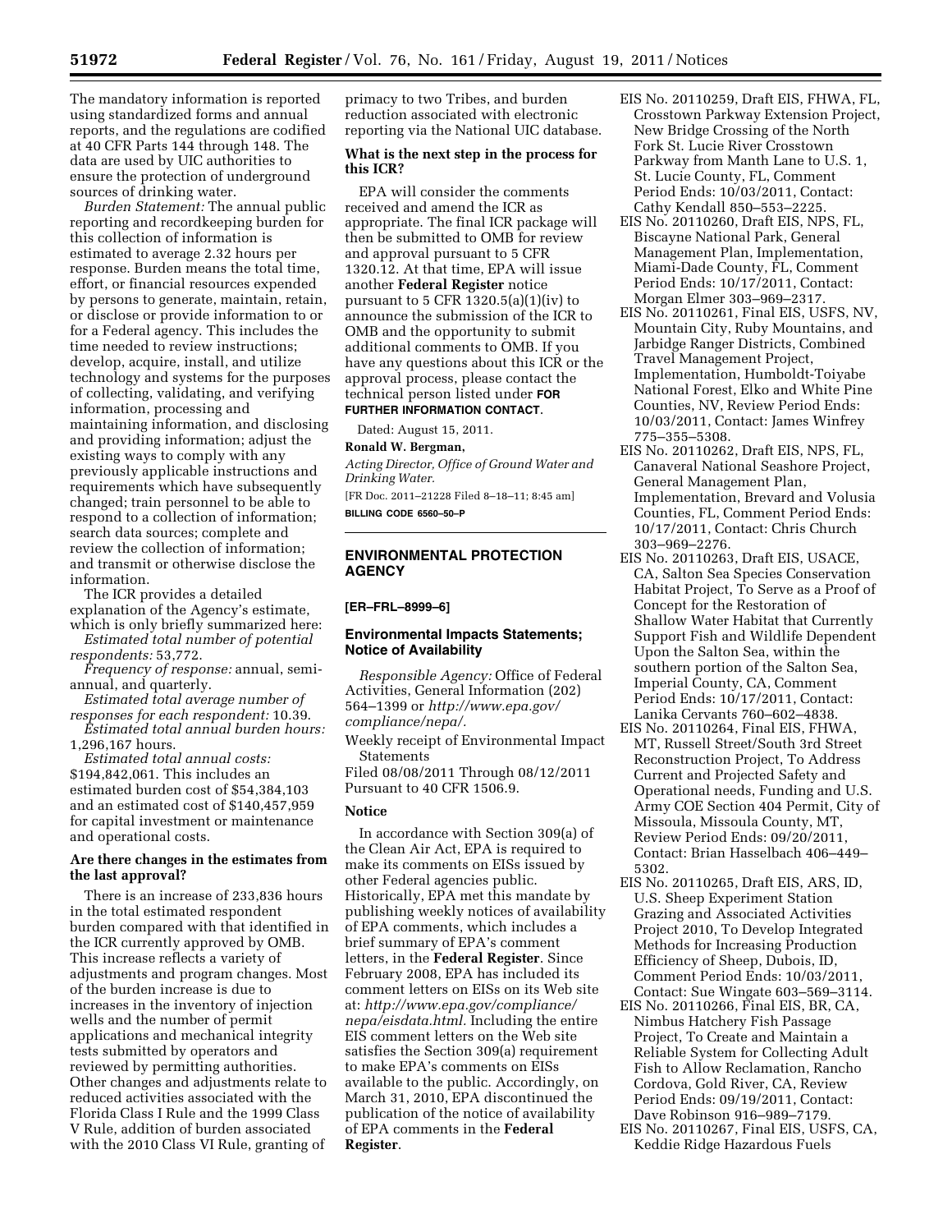The mandatory information is reported using standardized forms and annual reports, and the regulations are codified at 40 CFR Parts 144 through 148. The data are used by UIC authorities to ensure the protection of underground sources of drinking water.

*Burden Statement:* The annual public reporting and recordkeeping burden for this collection of information is estimated to average 2.32 hours per response. Burden means the total time, effort, or financial resources expended by persons to generate, maintain, retain, or disclose or provide information to or for a Federal agency. This includes the time needed to review instructions; develop, acquire, install, and utilize technology and systems for the purposes of collecting, validating, and verifying information, processing and maintaining information, and disclosing and providing information; adjust the existing ways to comply with any previously applicable instructions and requirements which have subsequently changed; train personnel to be able to respond to a collection of information; search data sources; complete and review the collection of information; and transmit or otherwise disclose the information.

The ICR provides a detailed explanation of the Agency's estimate, which is only briefly summarized here:

*Estimated total number of potential respondents:* 53,772.

*Frequency of response:* annual, semi-annual, and quarterly.

*Estimated total average number of responses for each respondent:* 10.39.

*Estimated total annual burden hours:* 1,296,167 hours.

*Estimated total annual costs:* $194,842,061. This includes an estimated burden cost of $54,384,103 and an estimated cost of $140,457,959 for capital investment or maintenance and operational costs.

### Are there changes in the estimates from the last approval?

There is an increase of 233,836 hours in the total estimated respondent burden compared with that identified in the ICR currently approved by OMB. This increase reflects a variety of adjustments and program changes. Most of the burden increase is due to increases in the inventory of injection wells and the number of permit applications and mechanical integrity tests submitted by operators and reviewed by permitting authorities. Other changes and adjustments relate to reduced activities associated with the Florida Class I Rule and the 1999 Class V Rule, addition of burden associated with the 2010 Class VI Rule, granting of primacy to two Tribes, and burden reduction associated with electronic reporting via the National UIC database.

### What is the next step in the process for this ICR?

EPA will consider the comments received and amend the ICR as appropriate. The final ICR package will then be submitted to OMB for review and approval pursuant to 5 CFR 1320.12. At that time, EPA will issue another **Federal Register** notice pursuant to 5 CFR 1320.5(a)(1)(iv) to announce the submission of the ICR to OMB and the opportunity to submit additional comments to OMB. If you have any questions about this ICR or the approval process, please contact the technical person listed under **FOR FURTHER INFORMATION CONTACT**.

Dated: August 15, 2011.

**Ronald W. Bergman,**

*Acting Director, Office of Ground Water and Drinking Water.*

[FR Doc. 2011–21228 Filed 8–18–11; 8:45 am]

**BILLING CODE 6560–50–P**

## ENVIRONMENTAL PROTECTION AGENCY

**[ER–FRL–8999–6]**

### Environmental Impacts Statements; Notice of Availability

*Responsible Agency:* Office of Federal Activities, General Information (202) 564–1399 or *http://www.epa.gov/compliance/nepa/*.

Weekly receipt of Environmental Impact Statements

Filed 08/08/2011 Through 08/12/2011

Pursuant to 40 CFR 1506.9.

### Notice

In accordance with Section 309(a) of the Clean Air Act, EPA is required to make its comments on EISs issued by other Federal agencies public. Historically, EPA met this mandate by publishing weekly notices of availability of EPA comments, which includes a brief summary of EPA's comment letters, in the **Federal Register**. Since February 2008, EPA has included its comment letters on EISs on its Web site at: *http://www.epa.gov/compliance/nepa/eisdata.html*. Including the entire EIS comment letters on the Web site satisfies the Section 309(a) requirement to make EPA's comments on EISs available to the public. Accordingly, on March 31, 2010, EPA discontinued the publication of the notice of availability of EPA comments in the **Federal Register**.

EIS No. 20110259, Draft EIS, FHWA, FL, Crosstown Parkway Extension Project, New Bridge Crossing of the North Fork St. Lucie River Crosstown Parkway from Manth Lane to U.S. 1, St. Lucie County, FL, Comment Period Ends: 10/03/2011, Contact: Cathy Kendall 850–553–2225.

EIS No. 20110260, Draft EIS, NPS, FL, Biscayne National Park, General Management Plan, Implementation, Miami-Dade County, FL, Comment Period Ends: 10/17/2011, Contact: Morgan Elmer 303–969–2317.

EIS No. 20110261, Final EIS, USFS, NV, Mountain City, Ruby Mountains, and Jarbidge Ranger Districts, Combined Travel Management Project, Implementation, Humboldt-Toiyabe National Forest, Elko and White Pine Counties, NV, Review Period Ends: 10/03/2011, Contact: James Winfrey 775–355–5308.

EIS No. 20110262, Draft EIS, NPS, FL, Canaveral National Seashore Project, General Management Plan, Implementation, Brevard and Volusia Counties, FL, Comment Period Ends: 10/17/2011, Contact: Chris Church 303–969–2276.

EIS No. 20110263, Draft EIS, USACE, CA, Salton Sea Species Conservation Habitat Project, To Serve as a Proof of Concept for the Restoration of Shallow Water Habitat that Currently Support Fish and Wildlife Dependent Upon the Salton Sea, within the southern portion of the Salton Sea, Imperial County, CA, Comment Period Ends: 10/17/2011, Contact: Lanika Cervants 760–602–4838.

EIS No. 20110264, Final EIS, FHWA, MT, Russell Street/South 3rd Street Reconstruction Project, To Address Current and Projected Safety and Operational needs, Funding and U.S. Army COE Section 404 Permit, City of Missoula, Missoula County, MT, Review Period Ends: 09/20/2011, Contact: Brian Hasselbach 406–449–5302.

EIS No. 20110265, Draft EIS, ARS, ID, U.S. Sheep Experiment Station Grazing and Associated Activities Project 2010, To Develop Integrated Methods for Increasing Production Efficiency of Sheep, Dubois, ID, Comment Period Ends: 10/03/2011, Contact: Sue Wingate 603–569–3114.

EIS No. 20110266, Final EIS, BR, CA, Nimbus Hatchery Fish Passage Project, To Create and Maintain a Reliable System for Collecting Adult Fish to Allow Reclamation, Rancho Cordova, Gold River, CA, Review Period Ends: 09/19/2011, Contact: Dave Robinson 916–989–7179.

EIS No. 20110267, Final EIS, USFS, CA, Keddie Ridge Hazardous Fuels